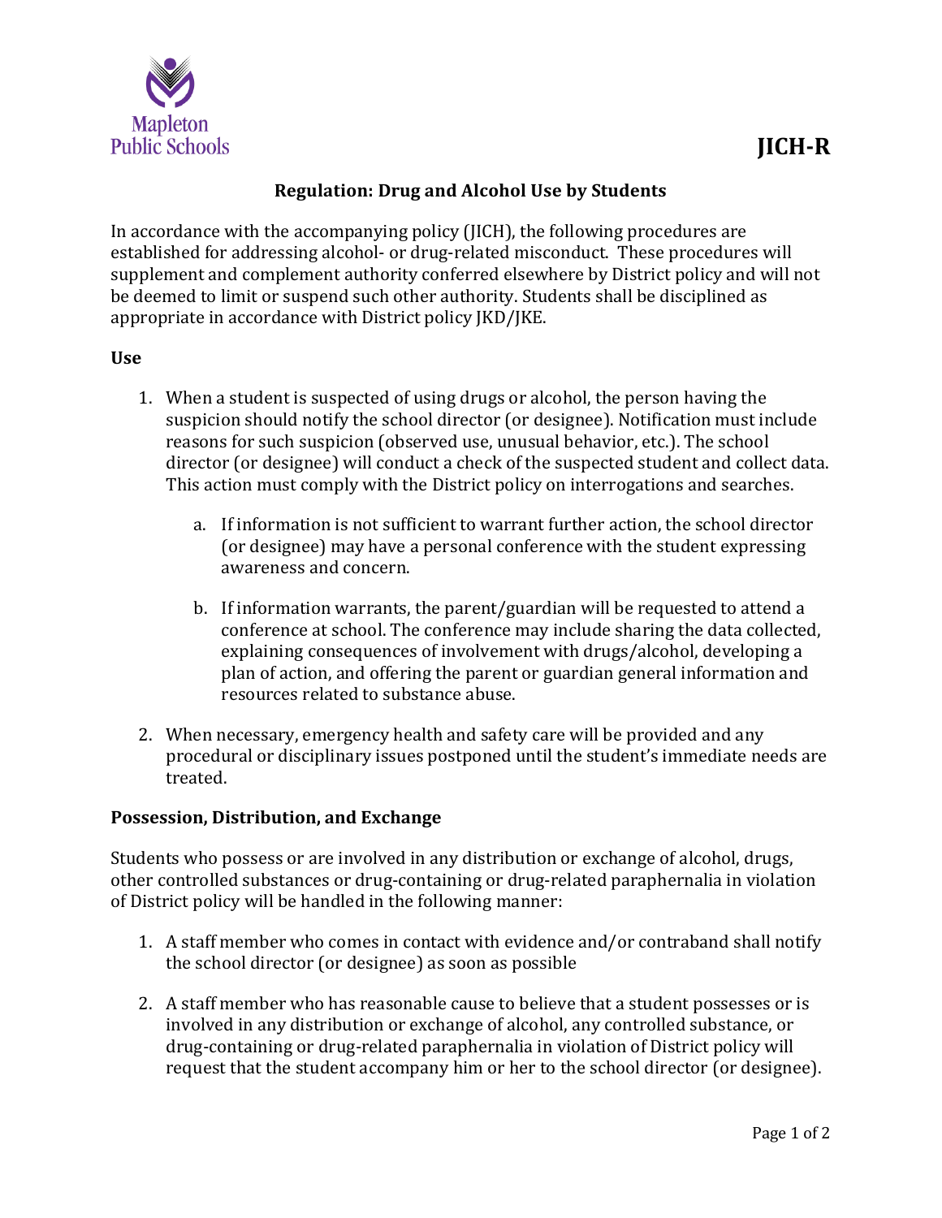Mapleton Public Schools

# JICH-R

## Regulation: Drug and Alcohol Use by Students

In accordance with the accompanying policy (JICH), the following procedures are established for addressing alcohol- or drug-related misconduct. These procedures will supplement and complement authority conferred elsewhere by District policy and will not be deemed to limit or suspend such other authority. Students shall be disciplined as appropriate in accordance with District policy JKD/JKE.

### Use

1. When a student is suspected of using drugs or alcohol, the person having the suspicion should notify the school director (or designee). Notification must include reasons for such suspicion (observed use, unusual behavior, etc.). The school director (or designee) will conduct a check of the suspected student and collect data. This action must comply with the District policy on interrogations and searches.

    a. If information is not sufficient to warrant further action, the school director (or designee) may have a personal conference with the student expressing awareness and concern.

    b. If information warrants, the parent/guardian will be requested to attend a conference at school. The conference may include sharing the data collected, explaining consequences of involvement with drugs/alcohol, developing a plan of action, and offering the parent or guardian general information and resources related to substance abuse.

2. When necessary, emergency health and safety care will be provided and any procedural or disciplinary issues postponed until the student's immediate needs are treated.

### Possession, Distribution, and Exchange

Students who possess or are involved in any distribution or exchange of alcohol, drugs, other controlled substances or drug-containing or drug-related paraphernalia in violation of District policy will be handled in the following manner:

1. A staff member who comes in contact with evidence and/or contraband shall notify the school director (or designee) as soon as possible

2. A staff member who has reasonable cause to believe that a student possesses or is involved in any distribution or exchange of alcohol, any controlled substance, or drug-containing or drug-related paraphernalia in violation of District policy will request that the student accompany him or her to the school director (or designee).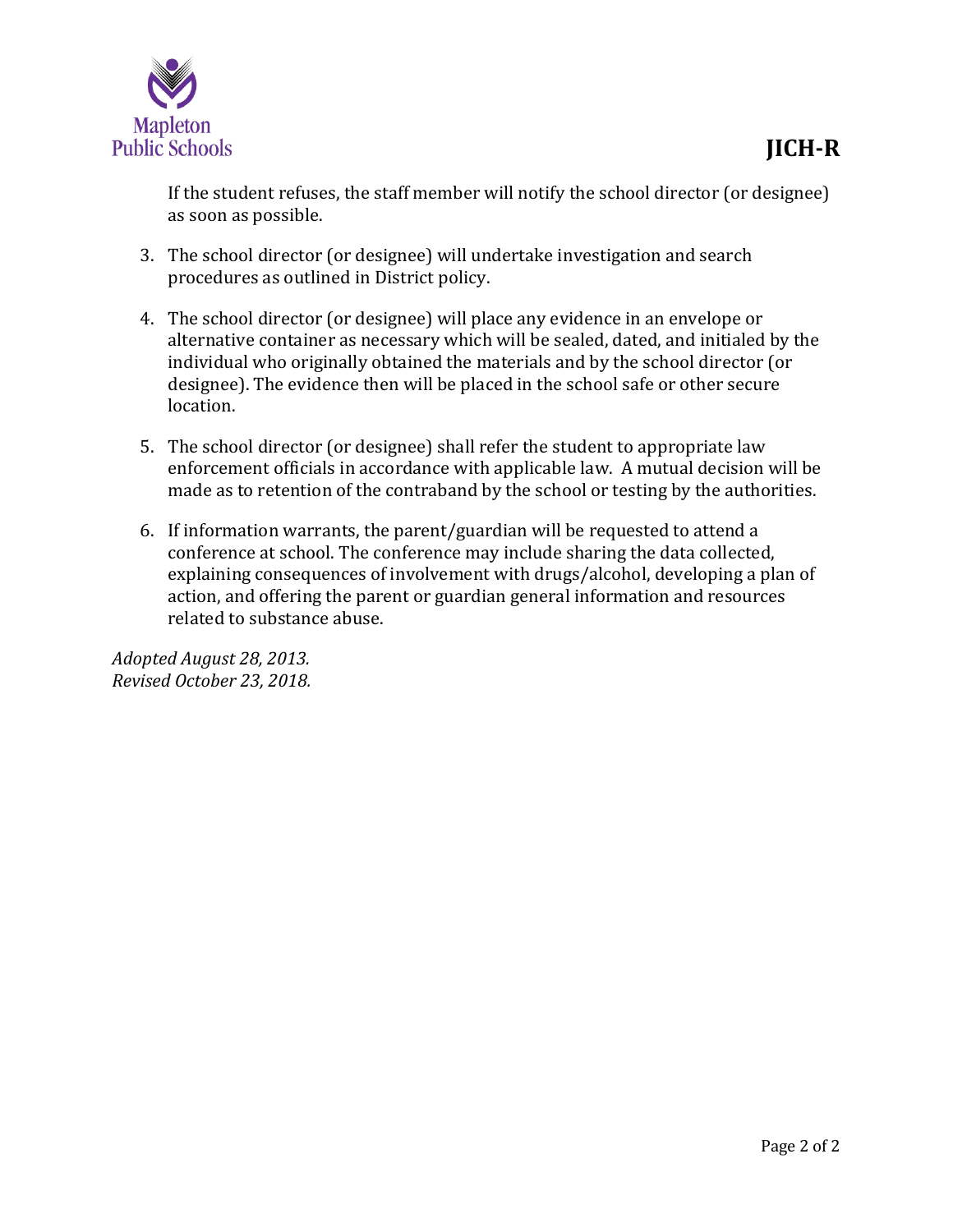If the student refuses, the staff member will notify the school director (or designee) as soon as possible.

3. The school director (or designee) will undertake investigation and search procedures as outlined in District policy.

4. The school director (or designee) will place any evidence in an envelope or alternative container as necessary which will be sealed, dated, and initialed by the individual who originally obtained the materials and by the school director (or designee). The evidence then will be placed in the school safe or other secure location.

5. The school director (or designee) shall refer the student to appropriate law enforcement officials in accordance with applicable law. A mutual decision will be made as to retention of the contraband by the school or testing by the authorities.

6. If information warrants, the parent/guardian will be requested to attend a conference at school. The conference may include sharing the data collected, explaining consequences of involvement with drugs/alcohol, developing a plan of action, and offering the parent or guardian general information and resources related to substance abuse.

*Adopted August 28, 2013.*
*Revised October 23, 2018.*